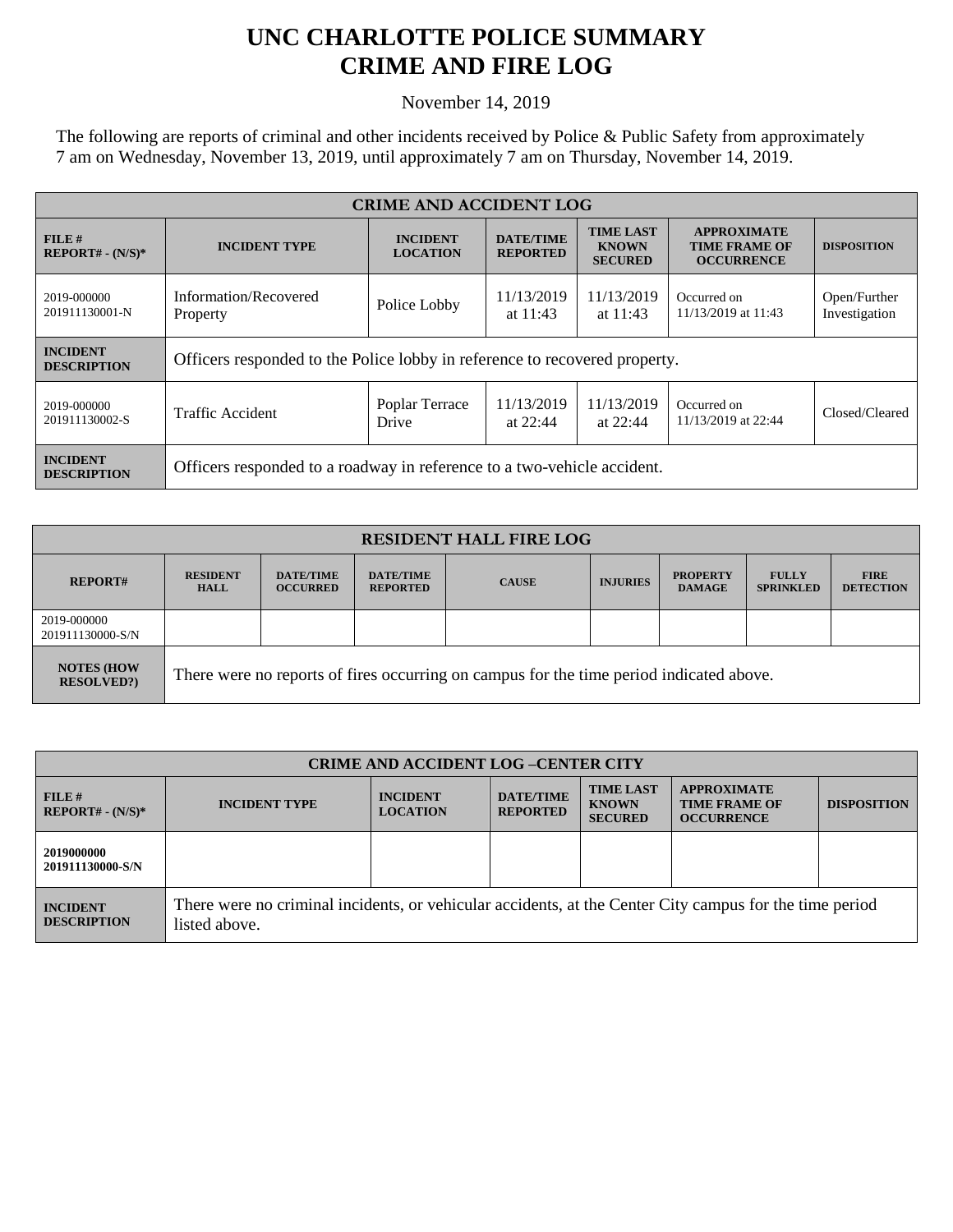# UNC CHARLOTTE POLICE SUMMARY
# CRIME AND FIRE LOG

November 14, 2019

The following are reports of criminal and other incidents received by Police & Public Safety from approximately 7 am on Wednesday, November 13, 2019, until approximately 7 am on Thursday, November 14, 2019.

| CRIME AND ACCIDENT LOG | | | | | | |
|---|---|---|---|---|---|---|
| **FILE # REPORT# - (N/S)*** | **INCIDENT TYPE** | **INCIDENT LOCATION** | **DATE/TIME REPORTED** | **TIME LAST KNOWN SECURED** | **APPROXIMATE TIME FRAME OF OCCURRENCE** | **DISPOSITION** |
| 2019-000000 201911130001-N | Information/Recovered Property | Police Lobby | 11/13/2019 at 11:43 | 11/13/2019 at 11:43 | Occurred on 11/13/2019 at 11:43 | Open/Further Investigation |
| **INCIDENT DESCRIPTION** | Officers responded to the Police lobby in reference to recovered property. | | | | | |
| 2019-000000 201911130002-S | Traffic Accident | Poplar Terrace Drive | 11/13/2019 at 22:44 | 11/13/2019 at 22:44 | Occurred on 11/13/2019 at 22:44 | Closed/Cleared |
| **INCIDENT DESCRIPTION** | Officers responded to a roadway in reference to a two-vehicle accident. | | | | | |

| RESIDENT HALL FIRE LOG | | | | | | | | |
|---|---|---|---|---|---|---|---|---|
| **REPORT#** | **RESIDENT HALL** | **DATE/TIME OCCURRED** | **DATE/TIME REPORTED** | **CAUSE** | **INJURIES** | **PROPERTY DAMAGE** | **FULLY SPRINKLED** | **FIRE DETECTION** |
| 2019-000000 201911130000-S/N | | | | | | | | |
| **NOTES (HOW RESOLVED?)** | There were no reports of fires occurring on campus for the time period indicated above. | | | | | | | |

| CRIME AND ACCIDENT LOG –CENTER CITY | | | | | | |
|---|---|---|---|---|---|---|
| **FILE # REPORT# - (N/S)*** | **INCIDENT TYPE** | **INCIDENT LOCATION** | **DATE/TIME REPORTED** | **TIME LAST KNOWN SECURED** | **APPROXIMATE TIME FRAME OF OCCURRENCE** | **DISPOSITION** |
| **2019000000 201911130000-S/N** | | | | | | |
| **INCIDENT DESCRIPTION** | There were no criminal incidents, or vehicular accidents, at the Center City campus for the time period listed above. | | | | | |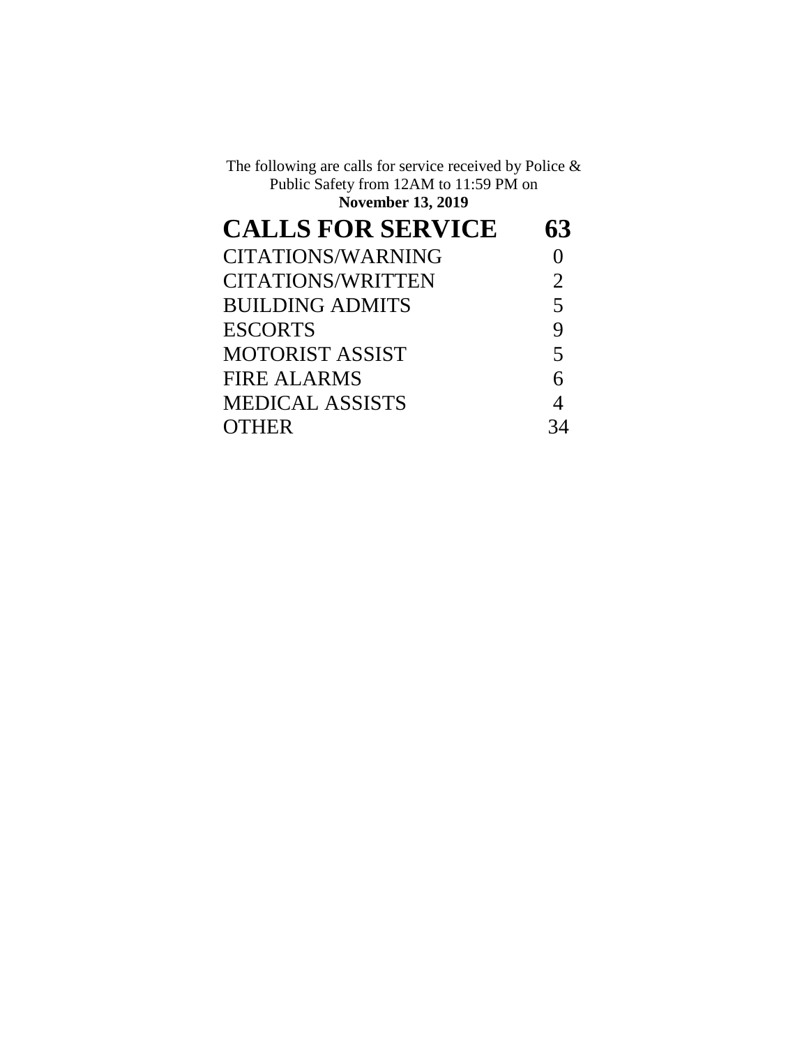The following are calls for service received by Police & Public Safety from 12AM to 11:59 PM on

**November 13, 2019**

| | |
|---|---|
| **CALLS FOR SERVICE** | **63** |
| CITATIONS/WARNING | 0 |
| CITATIONS/WRITTEN | 2 |
| BUILDING ADMITS | 5 |
| ESCORTS | 9 |
| MOTORIST ASSIST | 5 |
| FIRE ALARMS | 6 |
| MEDICAL ASSISTS | 4 |
| OTHER | 34 |